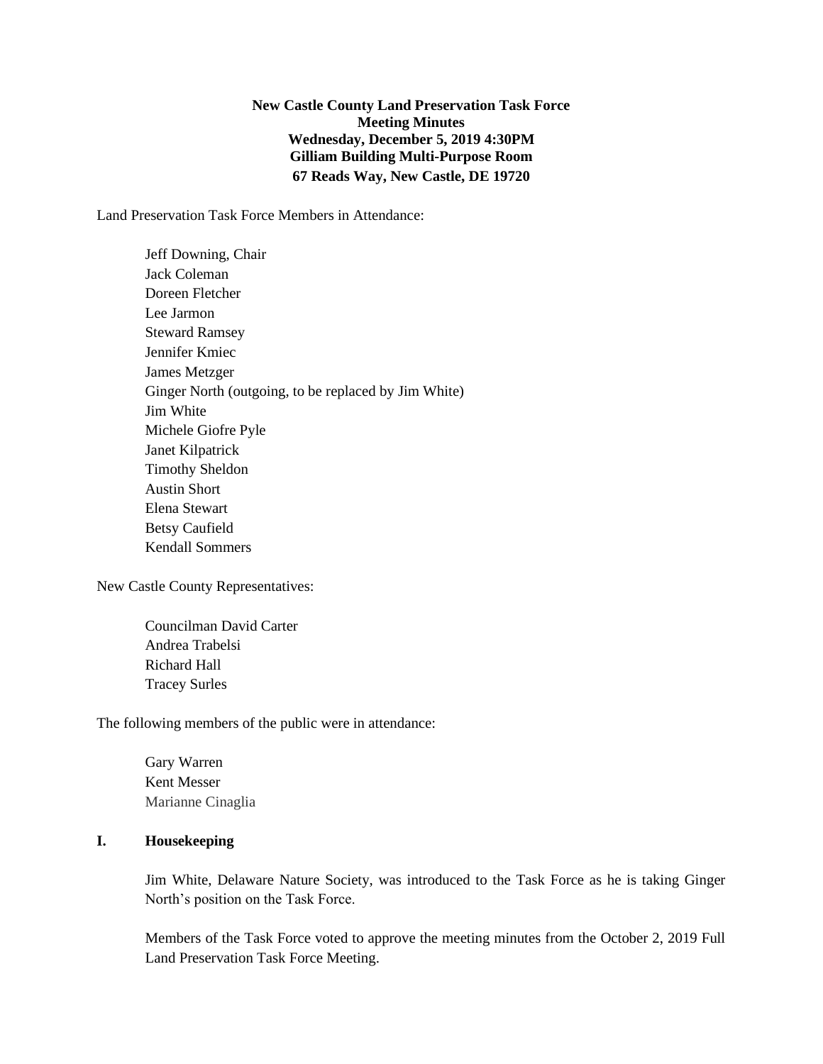**New Castle County Land Preservation Task Force**
**Meeting Minutes**
**Wednesday, December 5, 2019 4:30PM**
**Gilliam Building Multi-Purpose Room**
**67 Reads Way, New Castle, DE 19720**

Land Preservation Task Force Members in Attendance:

Jeff Downing, Chair
Jack Coleman
Doreen Fletcher
Lee Jarmon
Steward Ramsey
Jennifer Kmiec
James Metzger
Ginger North (outgoing, to be replaced by Jim White)
Jim White
Michele Giofre Pyle
Janet Kilpatrick
Timothy Sheldon
Austin Short
Elena Stewart
Betsy Caufield
Kendall Sommers

New Castle County Representatives:

Councilman David Carter
Andrea Trabelsi
Richard Hall
Tracey Surles

The following members of the public were in attendance:

Gary Warren
Kent Messer
Marianne Cinaglia

## I. Housekeeping

Jim White, Delaware Nature Society, was introduced to the Task Force as he is taking Ginger North's position on the Task Force.

Members of the Task Force voted to approve the meeting minutes from the October 2, 2019 Full Land Preservation Task Force Meeting.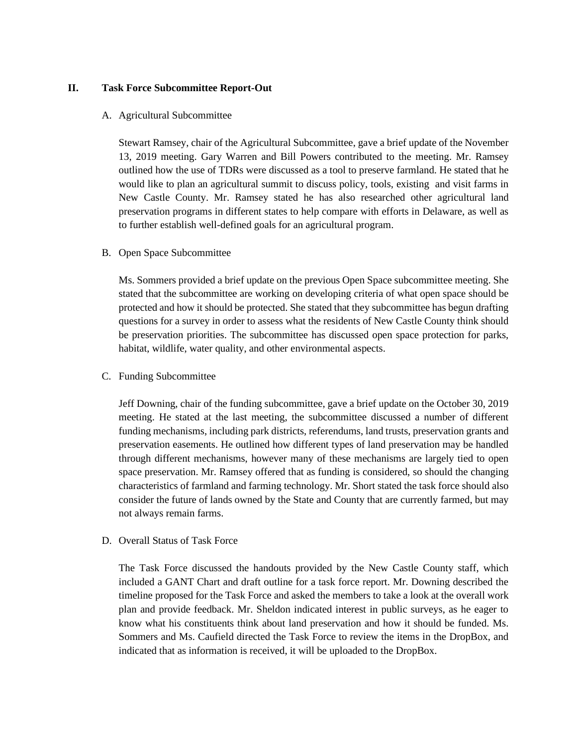## II. Task Force Subcommittee Report-Out

### A. Agricultural Subcommittee

Stewart Ramsey, chair of the Agricultural Subcommittee, gave a brief update of the November 13, 2019 meeting. Gary Warren and Bill Powers contributed to the meeting. Mr. Ramsey outlined how the use of TDRs were discussed as a tool to preserve farmland. He stated that he would like to plan an agricultural summit to discuss policy, tools, existing and visit farms in New Castle County. Mr. Ramsey stated he has also researched other agricultural land preservation programs in different states to help compare with efforts in Delaware, as well as to further establish well-defined goals for an agricultural program.

### B. Open Space Subcommittee

Ms. Sommers provided a brief update on the previous Open Space subcommittee meeting. She stated that the subcommittee are working on developing criteria of what open space should be protected and how it should be protected. She stated that they subcommittee has begun drafting questions for a survey in order to assess what the residents of New Castle County think should be preservation priorities. The subcommittee has discussed open space protection for parks, habitat, wildlife, water quality, and other environmental aspects.

### C. Funding Subcommittee

Jeff Downing, chair of the funding subcommittee, gave a brief update on the October 30, 2019 meeting. He stated at the last meeting, the subcommittee discussed a number of different funding mechanisms, including park districts, referendums, land trusts, preservation grants and preservation easements. He outlined how different types of land preservation may be handled through different mechanisms, however many of these mechanisms are largely tied to open space preservation. Mr. Ramsey offered that as funding is considered, so should the changing characteristics of farmland and farming technology. Mr. Short stated the task force should also consider the future of lands owned by the State and County that are currently farmed, but may not always remain farms.

### D. Overall Status of Task Force

The Task Force discussed the handouts provided by the New Castle County staff, which included a GANT Chart and draft outline for a task force report. Mr. Downing described the timeline proposed for the Task Force and asked the members to take a look at the overall work plan and provide feedback. Mr. Sheldon indicated interest in public surveys, as he eager to know what his constituents think about land preservation and how it should be funded. Ms. Sommers and Ms. Caufield directed the Task Force to review the items in the DropBox, and indicated that as information is received, it will be uploaded to the DropBox.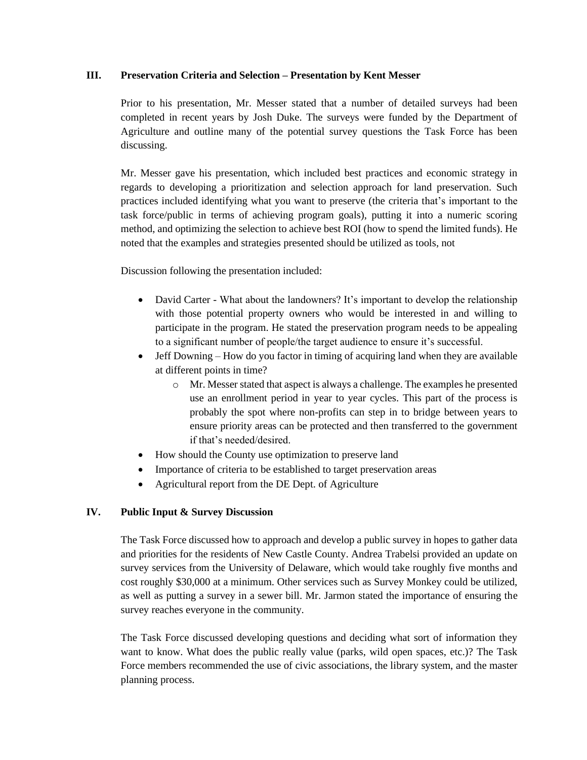## III. Preservation Criteria and Selection – Presentation by Kent Messer

Prior to his presentation, Mr. Messer stated that a number of detailed surveys had been completed in recent years by Josh Duke. The surveys were funded by the Department of Agriculture and outline many of the potential survey questions the Task Force has been discussing.

Mr. Messer gave his presentation, which included best practices and economic strategy in regards to developing a prioritization and selection approach for land preservation. Such practices included identifying what you want to preserve (the criteria that's important to the task force/public in terms of achieving program goals), putting it into a numeric scoring method, and optimizing the selection to achieve best ROI (how to spend the limited funds). He noted that the examples and strategies presented should be utilized as tools, not

Discussion following the presentation included:

- David Carter - What about the landowners? It's important to develop the relationship with those potential property owners who would be interested in and willing to participate in the program. He stated the preservation program needs to be appealing to a significant number of people/the target audience to ensure it's successful.
- Jeff Downing – How do you factor in timing of acquiring land when they are available at different points in time?
  - Mr. Messer stated that aspect is always a challenge. The examples he presented use an enrollment period in year to year cycles. This part of the process is probably the spot where non-profits can step in to bridge between years to ensure priority areas can be protected and then transferred to the government if that's needed/desired.
- How should the County use optimization to preserve land
- Importance of criteria to be established to target preservation areas
- Agricultural report from the DE Dept. of Agriculture

## IV. Public Input & Survey Discussion

The Task Force discussed how to approach and develop a public survey in hopes to gather data and priorities for the residents of New Castle County. Andrea Trabelsi provided an update on survey services from the University of Delaware, which would take roughly five months and cost roughly $30,000 at a minimum. Other services such as Survey Monkey could be utilized, as well as putting a survey in a sewer bill. Mr. Jarmon stated the importance of ensuring the survey reaches everyone in the community.

The Task Force discussed developing questions and deciding what sort of information they want to know. What does the public really value (parks, wild open spaces, etc.)? The Task Force members recommended the use of civic associations, the library system, and the master planning process.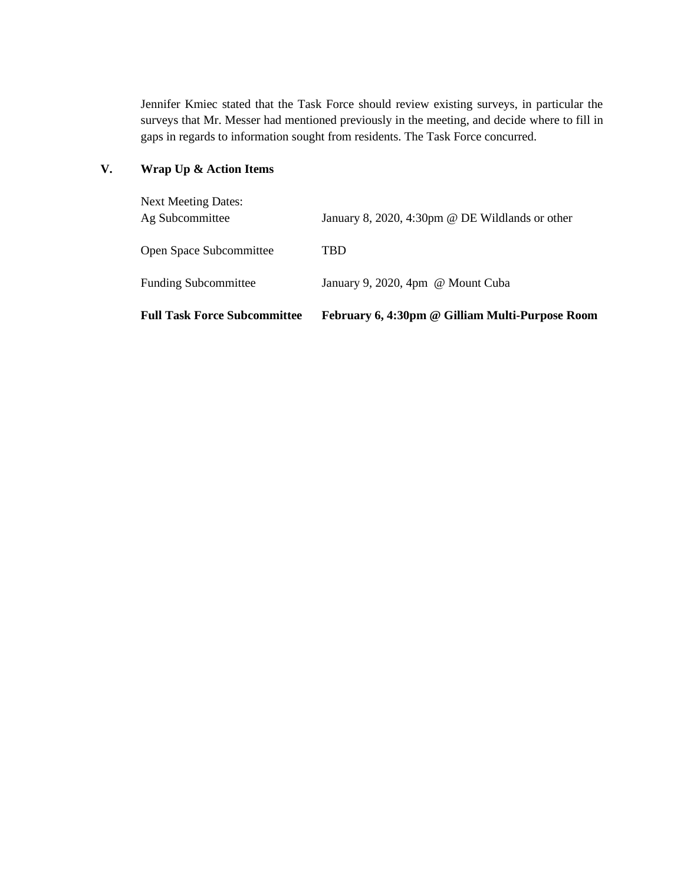Jennifer Kmiec stated that the Task Force should review existing surveys, in particular the surveys that Mr. Messer had mentioned previously in the meeting, and decide where to fill in gaps in regards to information sought from residents. The Task Force concurred.

## V. Wrap Up & Action Items

Next Meeting Dates:

| | |
|---|---|
| Ag Subcommittee | January 8, 2020, 4:30pm @ DE Wildlands or other |
| Open Space Subcommittee | TBD |
| Funding Subcommittee | January 9, 2020, 4pm @ Mount Cuba |
| **Full Task Force Subcommittee** | **February 6, 4:30pm @ Gilliam Multi-Purpose Room** |